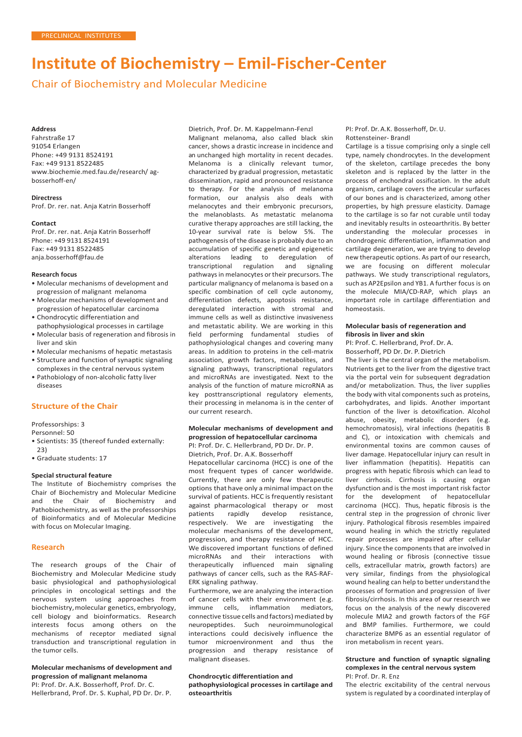PRECLINICAL INSTITUTES

# Institute of Biochemistry – Emil-Fischer-Center

## Chair of Biochemistry and Molecular Medicine

**Address**
Fahrstraße 17
91054 Erlangen
Phone: +49 9131 8524191
Fax: +49 9131 8522485
www.biochemie.med.fau.de/research/ ag-bosserhoff-en/

**Directress**
Prof. Dr. rer. nat. Anja Katrin Bosserhoff

**Contact**
Prof. Dr. rer. nat. Anja Katrin Bosserhoff
Phone: +49 9131 8524191
Fax: +49 9131 8522485
anja.bosserhoff@fau.de

**Research focus**

- Molecular mechanisms of development and progression of malignant melanoma
- Molecular mechanisms of development and progression of hepatocellular carcinoma
- Chondrocytic differentiation and pathophysiological processes in cartilage
- Molecular basis of regeneration and fibrosis in liver and skin
- Molecular mechanisms of hepatic metastasis
- Structure and function of synaptic signaling complexes in the central nervous system
- Pathobiology of non-alcoholic fatty liver diseases

## Structure of the Chair

Professorships: 3
Personnel: 50

- Scientists: 35 (thereof funded externally: 23)
- Graduate students: 17

**Special structural feature**

The Institute of Biochemistry comprises the Chair of Biochemistry and Molecular Medicine and the Chair of Biochemistry and Pathobiochemistry, as well as the professorships of Bioinformatics and of Molecular Medicine with focus on Molecular Imaging.

## Research

The research groups of the Chair of Biochemistry and Molecular Medicine study basic physiological and pathophysiological principles in oncological settings and the nervous system using approaches from biochemistry, molecular genetics, embryology, cell biology and bioinformatics. Research interests focus among others on the mechanisms of receptor mediated signal transduction and transcriptional regulation in the tumor cells.

### Molecular mechanisms of development and progression of malignant melanoma

PI: Prof. Dr. A.K. Bosserhoff, Prof. Dr. C. Hellerbrand, Prof. Dr. S. Kuphal, PD Dr. Dr. P. Dietrich, Prof. Dr. M. Kappelmann-Fenzl

Malignant melanoma, also called black skin cancer, shows a drastic increase in incidence and an unchanged high mortality in recent decades. Melanoma is a clinically relevant tumor, characterized by gradual progression, metastatic dissemination, rapid and pronounced resistance to therapy. For the analysis of melanoma formation, our analysis also deals with melanocytes and their embryonic precursors, the melanoblasts. As metastatic melanoma curative therapy approaches are still lacking, the 10-year survival rate is below 5%. The pathogenesis of the disease is probably due to an accumulation of specific genetic and epigenetic alterations leading to deregulation of transcriptional regulation and signaling pathways in melanocytes or their precursors. The particular malignancy of melanoma is based on a specific combination of cell cycle autonomy, differentiation defects, apoptosis resistance, deregulated interaction with stromal and immune cells as well as distinctive invasiveness and metastatic ability. We are working in this field performing fundamental studies of pathophysiological changes and covering many areas. In addition to proteins in the cell-matrix association, growth factors, metabolites, and signaling pathways, transcriptional regulators and microRNAs are investigated. Next to the analysis of the function of mature microRNA as key posttranscriptional regulatory elements, their processing in melanoma is in the center of our current research.

### Molecular mechanisms of development and progression of hepatocellular carcinoma

PI: Prof. Dr. C. Hellerbrand, PD Dr. Dr. P. Dietrich, Prof. Dr. A.K. Bosserhoff

Hepatocellular carcinoma (HCC) is one of the most frequent types of cancer worldwide. Currently, there are only few therapeutic options that have only a minimal impact on the survival of patients. HCC is frequently resistant against pharmacological therapy or most patients rapidly develop resistance, respectively. We are investigating the molecular mechanisms of the development, progression, and therapy resistance of HCC. We discovered important functions of defined microRNAs and their interactions with therapeutically influenced main signaling pathways of cancer cells, such as the RAS-RAF-ERK signaling pathway.

Furthermore, we are analyzing the interaction of cancer cells with their environment (e.g. immune cells, inflammation mediators, connective tissue cells and factors) mediated by neuropeptides. Such neuroimmunological interactions could decisively influence the tumor microenvironment and thus the progression and therapy resistance of malignant diseases.

### Chondrocytic differentiation and pathophysiological processes in cartilage and osteoarthritis

PI: Prof. Dr. A.K. Bosserhoff, Dr. U. Rottensteiner- Brandl

Cartilage is a tissue comprising only a single cell type, namely chondrocytes. In the development of the skeleton, cartilage precedes the bony skeleton and is replaced by the latter in the process of enchondral ossification. In the adult organism, cartilage covers the articular surfaces of our bones and is characterized, among other properties, by high pressure elasticity. Damage to the cartilage is so far not curable until today and inevitably results in osteoarthritis. By better understanding the molecular processes in chondrogenic differentiation, inflammation and cartilage degeneration, we are trying to develop new therapeutic options. As part of our research, we are focusing on different molecular pathways. We study transcriptional regulators, such as AP2Epsilon and YB1. A further focus is on the molecule MIA/CD-RAP, which plays an important role in cartilage differentiation and homeostasis.

### Molecular basis of regeneration and fibrosis in liver and skin

PI: Prof. C. Hellerbrand, Prof. Dr. A. Bosserhoff, PD Dr. Dr. P. Dietrich

The liver is the central organ of the metabolism. Nutrients get to the liver from the digestive tract via the portal vein for subsequent degradation and/or metabolization. Thus, the liver supplies the body with vital components such as proteins, carbohydrates, and lipids. Another important function of the liver is detoxification. Alcohol abuse, obesity, metabolic disorders (e.g. hemochromatosis), viral infections (hepatitis B and C), or intoxication with chemicals and environmental toxins are common causes of liver damage. Hepatocellular injury can result in liver inflammation (hepatitis). Hepatitis can progress with hepatic fibrosis which can lead to liver cirrhosis. Cirrhosis is causing organ dysfunction and is the most important risk factor for the development of hepatocellular carcinoma (HCC). Thus, hepatic fibrosis is the central step in the progression of chronic liver injury. Pathological fibrosis resembles impaired wound healing in which the strictly regulated repair processes are impaired after cellular injury. Since the components that are involved in wound healing or fibrosis (connective tissue cells, extracellular matrix, growth factors) are very similar, findings from the physiological wound healing can help to better understand the processes of formation and progression of liver fibrosis/cirrhosis. In this area of our research we focus on the analysis of the newly discovered molecule MIA2 and growth factors of the FGF and BMP families. Furthermore, we could characterize BMP6 as an essential regulator of iron metabolism in recent years.

### Structure and function of synaptic signaling complexes in the central nervous system

PI: Prof. Dr. R. Enz

The electric excitability of the central nervous system is regulated by a coordinated interplay of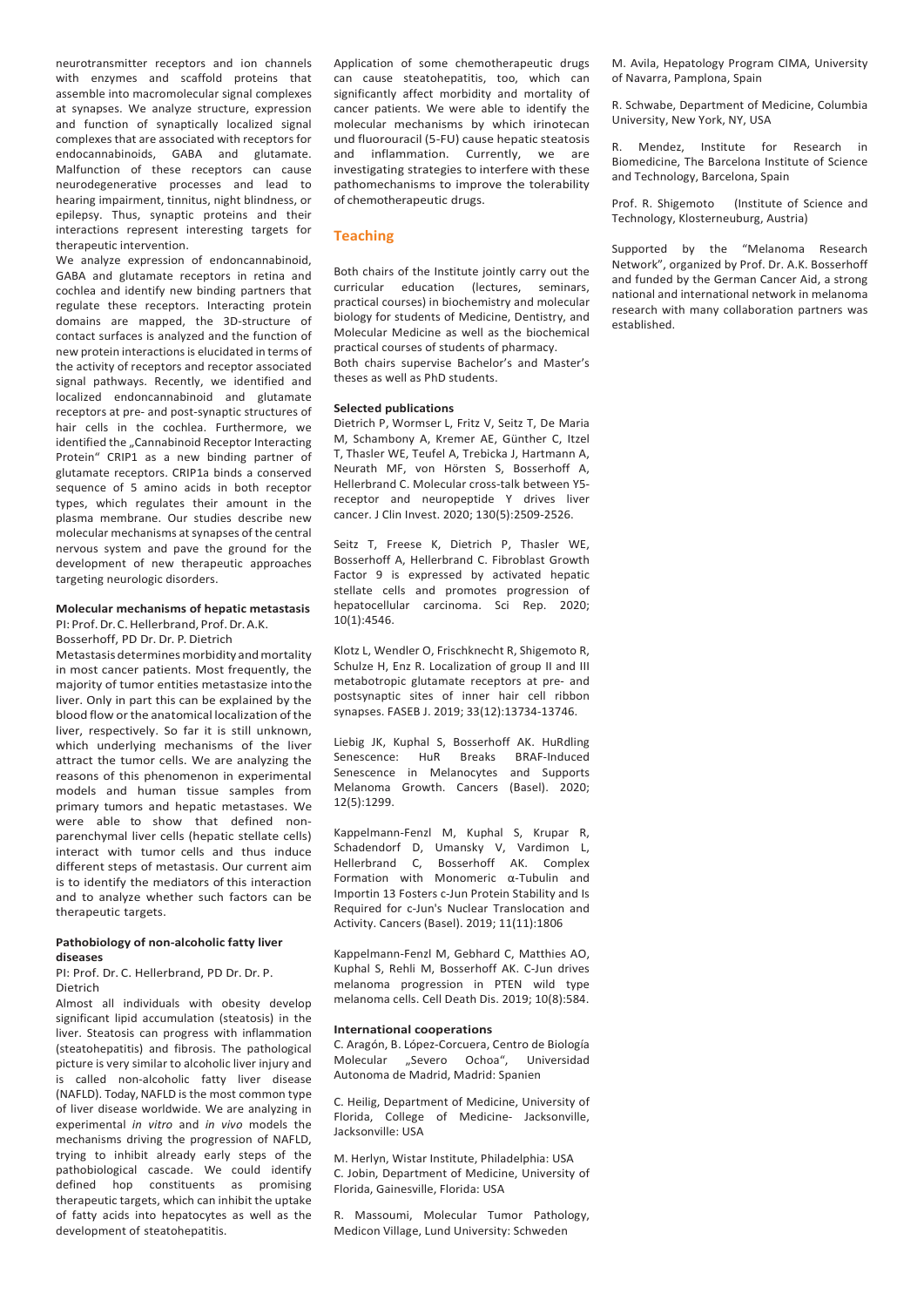neurotransmitter receptors and ion channels with enzymes and scaffold proteins that assemble into macromolecular signal complexes at synapses. We analyze structure, expression and function of synaptically localized signal complexes that are associated with receptors for endocannabinoids, GABA and glutamate. Malfunction of these receptors can cause neurodegenerative processes and lead to hearing impairment, tinnitus, night blindness, or epilepsy. Thus, synaptic proteins and their interactions represent interesting targets for therapeutic intervention.

We analyze expression of endoncannabinoid, GABA and glutamate receptors in retina and cochlea and identify new binding partners that regulate these receptors. Interacting protein domains are mapped, the 3D-structure of contact surfaces is analyzed and the function of new protein interactions is elucidated in terms of the activity of receptors and receptor associated signal pathways. Recently, we identified and localized endoncannabinoid and glutamate receptors at pre- and post-synaptic structures of hair cells in the cochlea. Furthermore, we identified the „Cannabinoid Receptor Interacting Protein" CRIP1 as a new binding partner of glutamate receptors. CRIP1a binds a conserved sequence of 5 amino acids in both receptor types, which regulates their amount in the plasma membrane. Our studies describe new molecular mechanisms at synapses of the central nervous system and pave the ground for the development of new therapeutic approaches targeting neurologic disorders.

### Molecular mechanisms of hepatic metastasis

PI: Prof. Dr. C. Hellerbrand, Prof. Dr. A.K. Bosserhoff, PD Dr. Dr. P. Dietrich

Metastasis determines morbidity and mortality in most cancer patients. Most frequently, the majority of tumor entities metastasize into the liver. Only in part this can be explained by the blood flow or the anatomical localization of the liver, respectively. So far it is still unknown, which underlying mechanisms of the liver attract the tumor cells. We are analyzing the reasons of this phenomenon in experimental models and human tissue samples from primary tumors and hepatic metastases. We were able to show that defined non-parenchymal liver cells (hepatic stellate cells) interact with tumor cells and thus induce different steps of metastasis. Our current aim is to identify the mediators of this interaction and to analyze whether such factors can be therapeutic targets.

### Pathobiology of non-alcoholic fatty liver diseases

PI: Prof. Dr. C. Hellerbrand, PD Dr. Dr. P. Dietrich

Almost all individuals with obesity develop significant lipid accumulation (steatosis) in the liver. Steatosis can progress with inflammation (steatohepatitis) and fibrosis. The pathological picture is very similar to alcoholic liver injury and is called non-alcoholic fatty liver disease (NAFLD). Today, NAFLD is the most common type of liver disease worldwide. We are analyzing in experimental *in vitro* and *in vivo* models the mechanisms driving the progression of NAFLD, trying to inhibit already early steps of the pathobiological cascade. We could identify defined hop constituents as promising therapeutic targets, which can inhibit the uptake of fatty acids into hepatocytes as well as the development of steatohepatitis.

Application of some chemotherapeutic drugs can cause steatohepatitis, too, which can significantly affect morbidity and mortality of cancer patients. We were able to identify the molecular mechanisms by which irinotecan und fluorouracil (5-FU) cause hepatic steatosis and inflammation. Currently, we are investigating strategies to interfere with these pathomechanisms to improve the tolerability of chemotherapeutic drugs.

## Teaching

Both chairs of the Institute jointly carry out the curricular education (lectures, seminars, practical courses) in biochemistry and molecular biology for students of Medicine, Dentistry, and Molecular Medicine as well as the biochemical practical courses of students of pharmacy.

Both chairs supervise Bachelor's and Master's theses as well as PhD students.

### Selected publications

Dietrich P, Wormser L, Fritz V, Seitz T, De Maria M, Schambony A, Kremer AE, Günther C, Itzel T, Thasler WE, Teufel A, Trebicka J, Hartmann A, Neurath MF, von Hörsten S, Bosserhoff A, Hellerbrand C. Molecular cross-talk between Y5-receptor and neuropeptide Y drives liver cancer. J Clin Invest. 2020; 130(5):2509-2526.

Seitz T, Freese K, Dietrich P, Thasler WE, Bosserhoff A, Hellerbrand C. Fibroblast Growth Factor 9 is expressed by activated hepatic stellate cells and promotes progression of hepatocellular carcinoma. Sci Rep. 2020; 10(1):4546.

Klotz L, Wendler O, Frischknecht R, Shigemoto R, Schulze H, Enz R. Localization of group II and III metabotropic glutamate receptors at pre- and postsynaptic sites of inner hair cell ribbon synapses. FASEB J. 2019; 33(12):13734-13746.

Liebig JK, Kuphal S, Bosserhoff AK. HuRdling Senescence: HuR Breaks BRAF-Induced Senescence in Melanocytes and Supports Melanoma Growth. Cancers (Basel). 2020; 12(5):1299.

Kappelmann-Fenzl M, Kuphal S, Krupar R, Schadendorf D, Umansky V, Vardimon L, Hellerbrand C, Bosserhoff AK. Complex Formation with Monomeric α-Tubulin and Importin 13 Fosters c-Jun Protein Stability and Is Required for c-Jun's Nuclear Translocation and Activity. Cancers (Basel). 2019; 11(11):1806

Kappelmann-Fenzl M, Gebhard C, Matthies AO, Kuphal S, Rehli M, Bosserhoff AK. C-Jun drives melanoma progression in PTEN wild type melanoma cells. Cell Death Dis. 2019; 10(8):584.

### International cooperations

C. Aragón, B. López-Corcuera, Centro de Biología Molecular „Severo Ochoa", Universidad Autonoma de Madrid, Madrid: Spanien

C. Heilig, Department of Medicine, University of Florida, College of Medicine- Jacksonville, Jacksonville: USA

M. Herlyn, Wistar Institute, Philadelphia: USA
C. Jobin, Department of Medicine, University of Florida, Gainesville, Florida: USA

R. Massoumi, Molecular Tumor Pathology, Medicon Village, Lund University: Schweden

M. Avila, Hepatology Program CIMA, University of Navarra, Pamplona, Spain

R. Schwabe, Department of Medicine, Columbia University, New York, NY, USA

R. Mendez, Institute for Research in Biomedicine, The Barcelona Institute of Science and Technology, Barcelona, Spain

Prof. R. Shigemoto (Institute of Science and Technology, Klosterneuburg, Austria)

Supported by the "Melanoma Research Network", organized by Prof. Dr. A.K. Bosserhoff and funded by the German Cancer Aid, a strong national and international network in melanoma research with many collaboration partners was established.